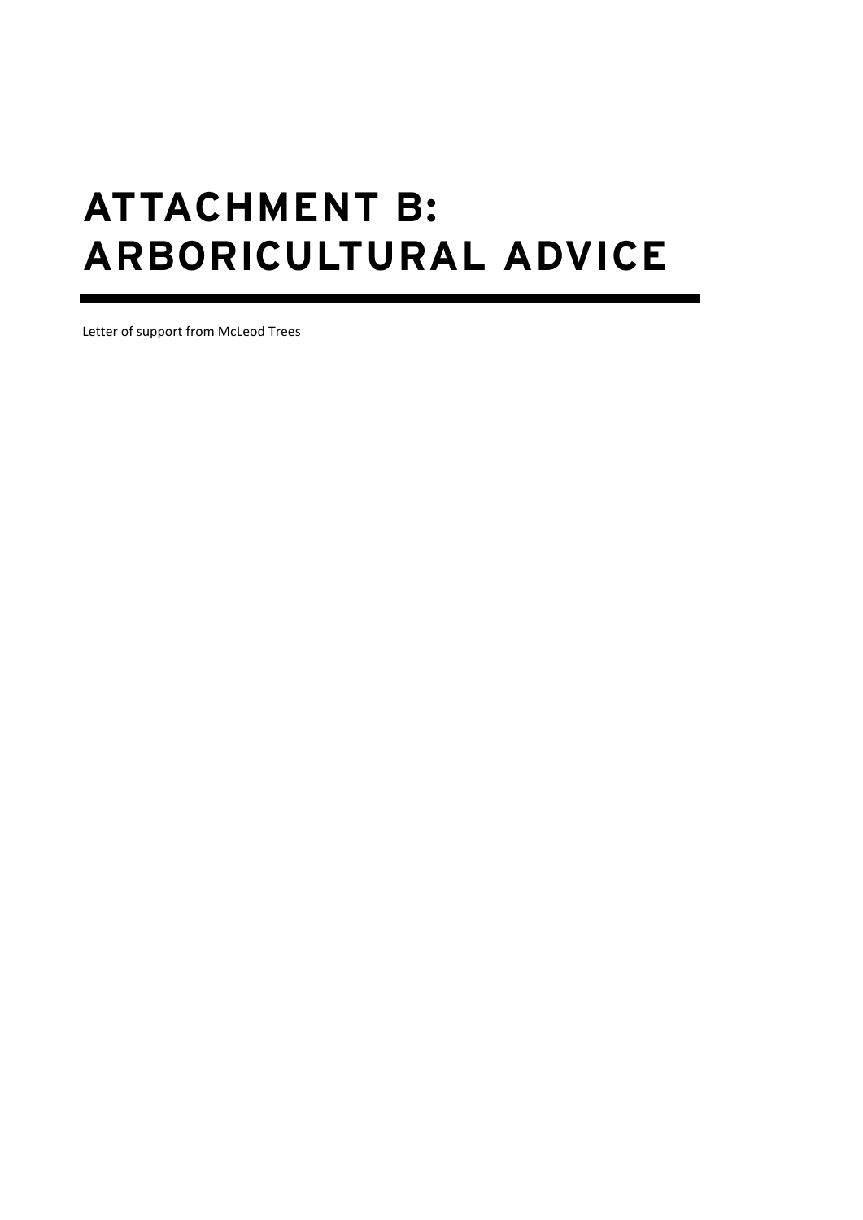# ATTACHMENT B: ARBORICULTURAL ADVICE

---

Letter of support from McLeod Trees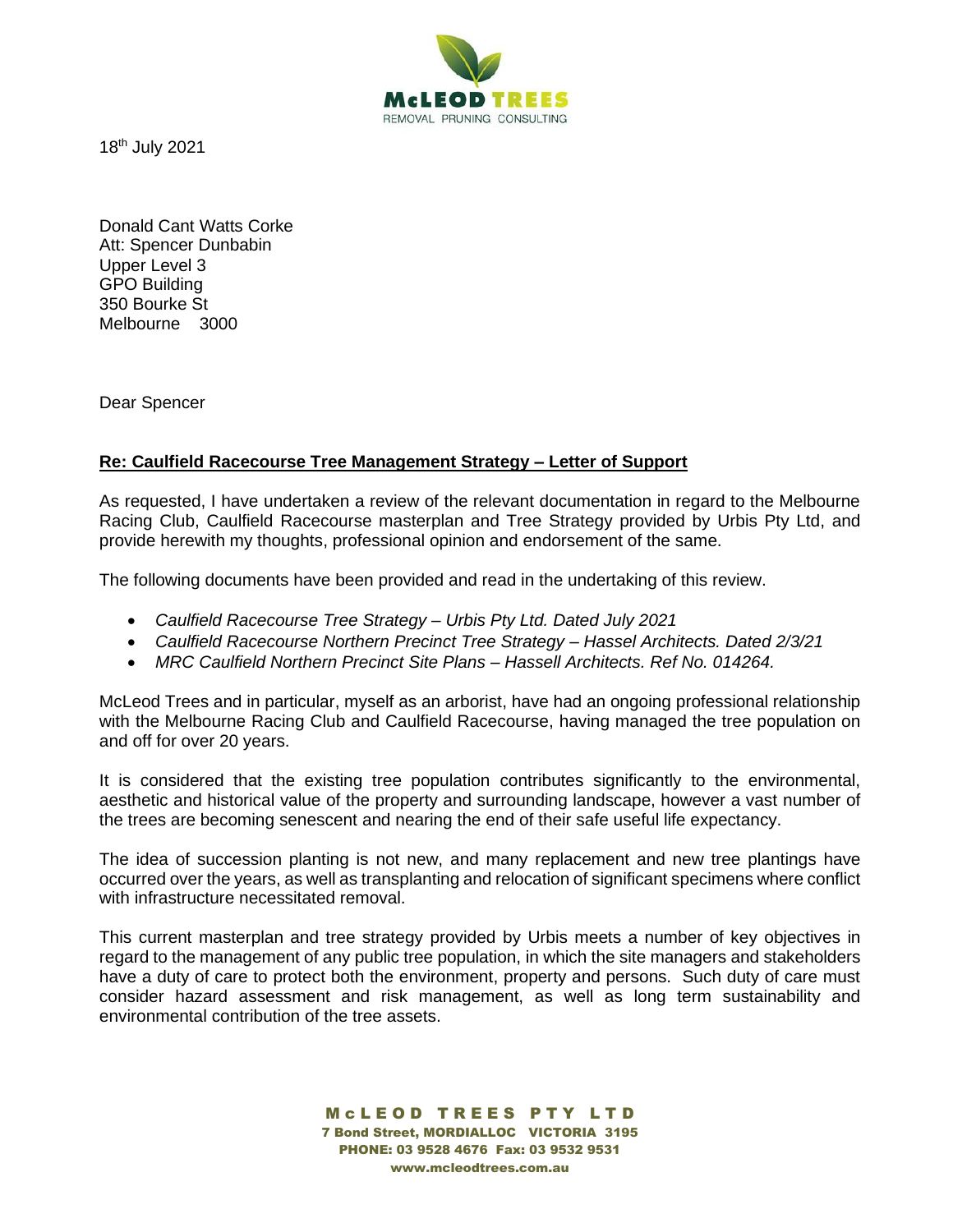18th July 2021

Donald Cant Watts Corke
Att: Spencer Dunbabin
Upper Level 3
GPO Building
350 Bourke St
Melbourne 3000

Dear Spencer

**Re: Caulfield Racecourse Tree Management Strategy – Letter of Support**

As requested, I have undertaken a review of the relevant documentation in regard to the Melbourne Racing Club, Caulfield Racecourse masterplan and Tree Strategy provided by Urbis Pty Ltd, and provide herewith my thoughts, professional opinion and endorsement of the same.

The following documents have been provided and read in the undertaking of this review.

- *Caulfield Racecourse Tree Strategy – Urbis Pty Ltd. Dated July 2021*
- *Caulfield Racecourse Northern Precinct Tree Strategy – Hassel Architects. Dated 2/3/21*
- *MRC Caulfield Northern Precinct Site Plans – Hassell Architects. Ref No. 014264.*

McLeod Trees and in particular, myself as an arborist, have had an ongoing professional relationship with the Melbourne Racing Club and Caulfield Racecourse, having managed the tree population on and off for over 20 years.

It is considered that the existing tree population contributes significantly to the environmental, aesthetic and historical value of the property and surrounding landscape, however a vast number of the trees are becoming senescent and nearing the end of their safe useful life expectancy.

The idea of succession planting is not new, and many replacement and new tree plantings have occurred over the years, as well as transplanting and relocation of significant specimens where conflict with infrastructure necessitated removal.

This current masterplan and tree strategy provided by Urbis meets a number of key objectives in regard to the management of any public tree population, in which the site managers and stakeholders have a duty of care to protect both the environment, property and persons. Such duty of care must consider hazard assessment and risk management, as well as long term sustainability and environmental contribution of the tree assets.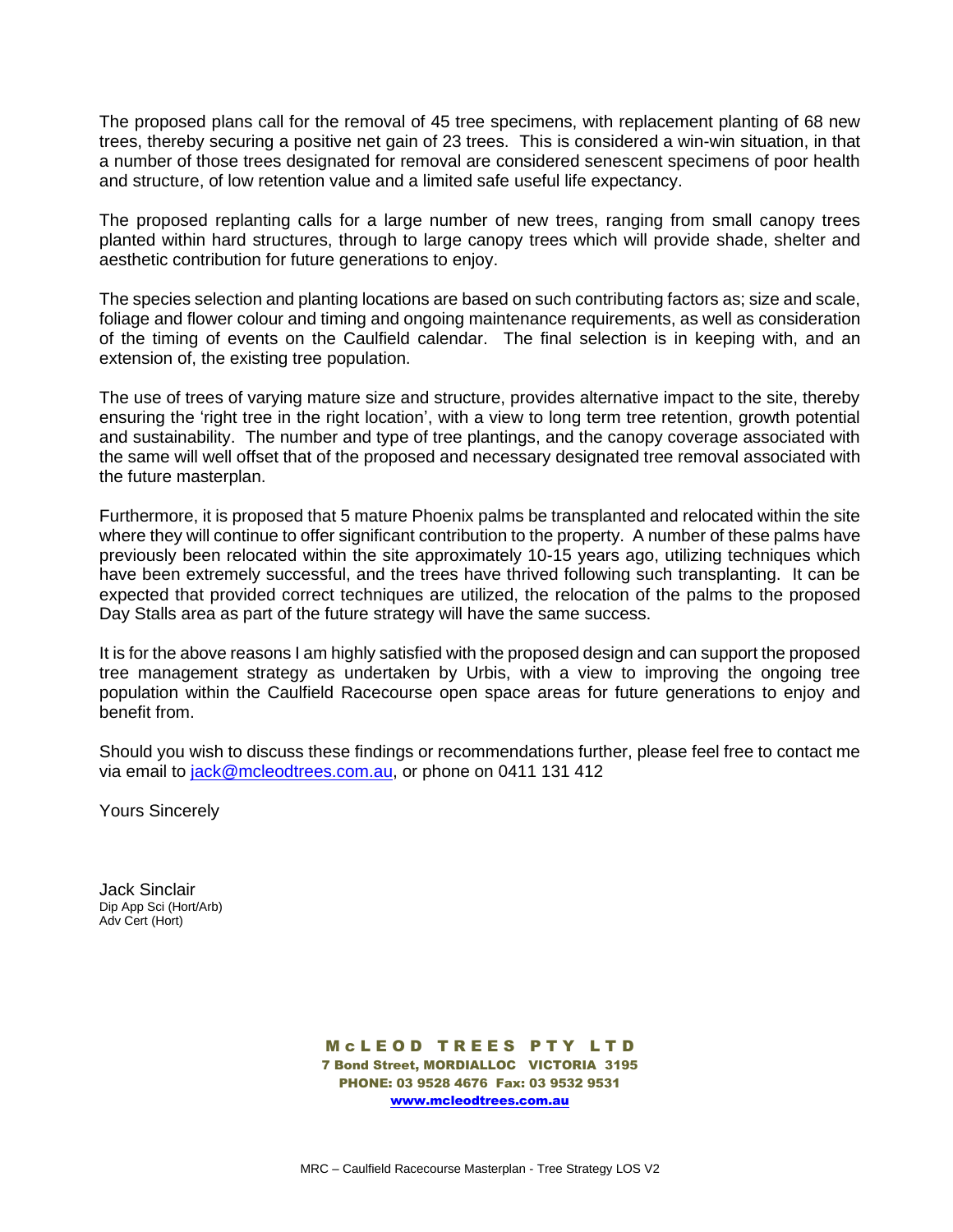The proposed plans call for the removal of 45 tree specimens, with replacement planting of 68 new trees, thereby securing a positive net gain of 23 trees. This is considered a win-win situation, in that a number of those trees designated for removal are considered senescent specimens of poor health and structure, of low retention value and a limited safe useful life expectancy.

The proposed replanting calls for a large number of new trees, ranging from small canopy trees planted within hard structures, through to large canopy trees which will provide shade, shelter and aesthetic contribution for future generations to enjoy.

The species selection and planting locations are based on such contributing factors as; size and scale, foliage and flower colour and timing and ongoing maintenance requirements, as well as consideration of the timing of events on the Caulfield calendar. The final selection is in keeping with, and an extension of, the existing tree population.

The use of trees of varying mature size and structure, provides alternative impact to the site, thereby ensuring the 'right tree in the right location', with a view to long term tree retention, growth potential and sustainability. The number and type of tree plantings, and the canopy coverage associated with the same will well offset that of the proposed and necessary designated tree removal associated with the future masterplan.

Furthermore, it is proposed that 5 mature Phoenix palms be transplanted and relocated within the site where they will continue to offer significant contribution to the property. A number of these palms have previously been relocated within the site approximately 10-15 years ago, utilizing techniques which have been extremely successful, and the trees have thrived following such transplanting. It can be expected that provided correct techniques are utilized, the relocation of the palms to the proposed Day Stalls area as part of the future strategy will have the same success.

It is for the above reasons I am highly satisfied with the proposed design and can support the proposed tree management strategy as undertaken by Urbis, with a view to improving the ongoing tree population within the Caulfield Racecourse open space areas for future generations to enjoy and benefit from.

Should you wish to discuss these findings or recommendations further, please feel free to contact me via email to jack@mcleodtrees.com.au, or phone on 0411 131 412

Yours Sincerely

Jack Sinclair
Dip App Sci (Hort/Arb)
Adv Cert (Hort)

**McLEOD TREES PTY LTD**
**7 Bond Street, MORDIALLOC VICTORIA 3195**
**PHONE: 03 9528 4676 Fax: 03 9532 9531**
**www.mcleodtrees.com.au**

MRC – Caulfield Racecourse Masterplan - Tree Strategy LOS V2